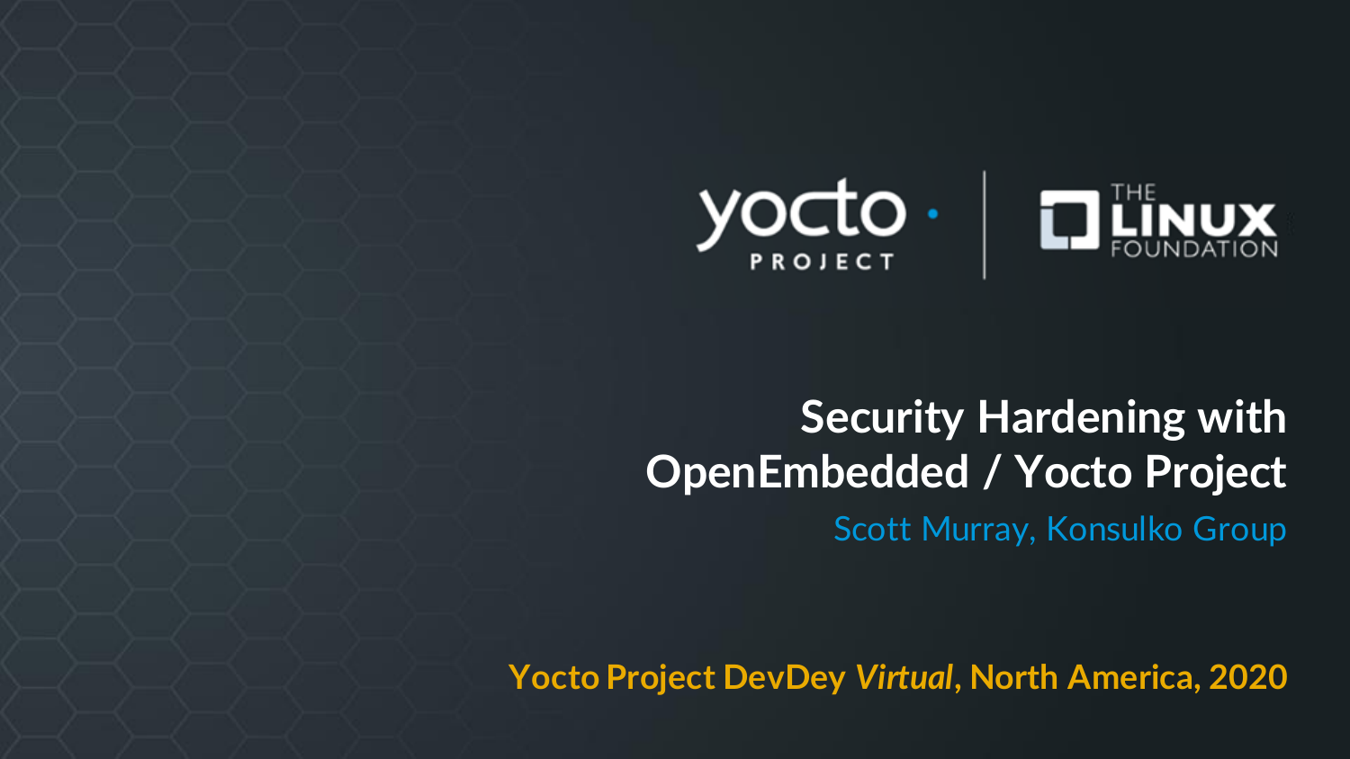# Security Hardening with OpenEmbedded / Yocto Project

Scott Murray, Konsulko Group

**Yocto Project DevDey *Virtual*, North America, 2020**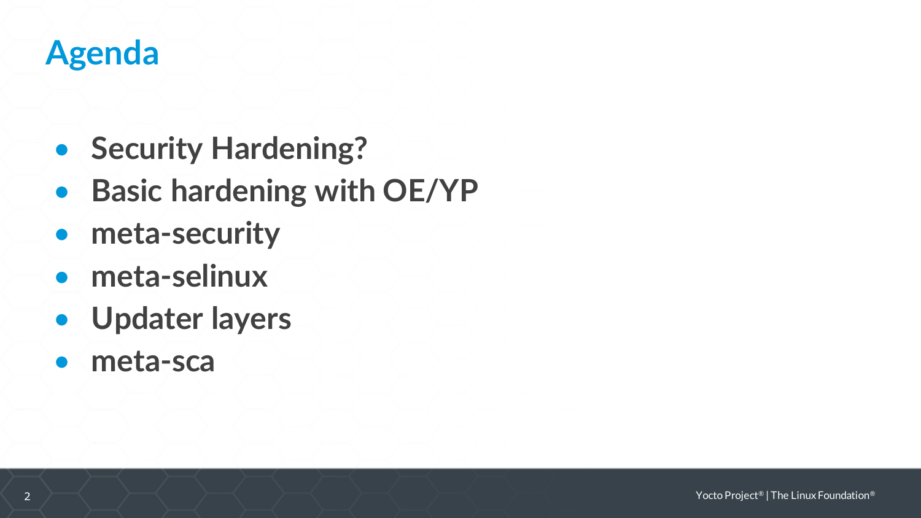# Agenda

- **Security Hardening?**
- **Basic hardening with OE/YP**
- **meta-security**
- **meta-selinux**
- **Updater layers**
- **meta-sca**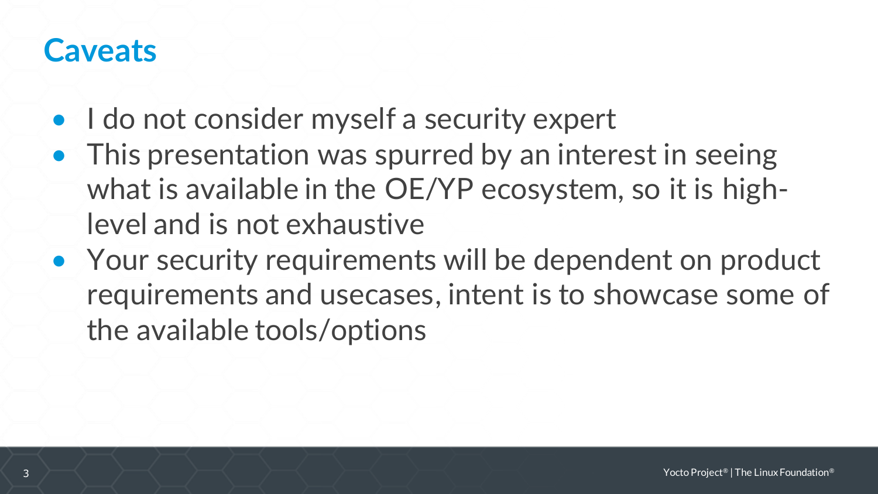# Caveats

- I do not consider myself a security expert
- This presentation was spurred by an interest in seeing what is available in the OE/YP ecosystem, so it is high-level and is not exhaustive
- Your security requirements will be dependent on product requirements and usecases, intent is to showcase some of the available tools/options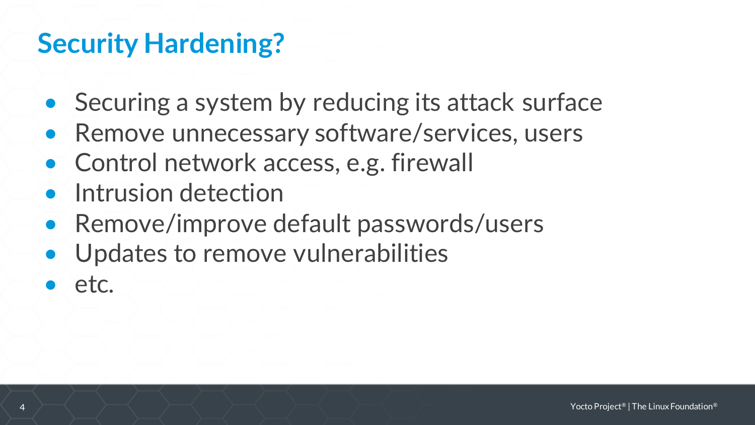# Security Hardening?

- Securing a system by reducing its attack surface
- Remove unnecessary software/services, users
- Control network access, e.g. firewall
- Intrusion detection
- Remove/improve default passwords/users
- Updates to remove vulnerabilities
- etc.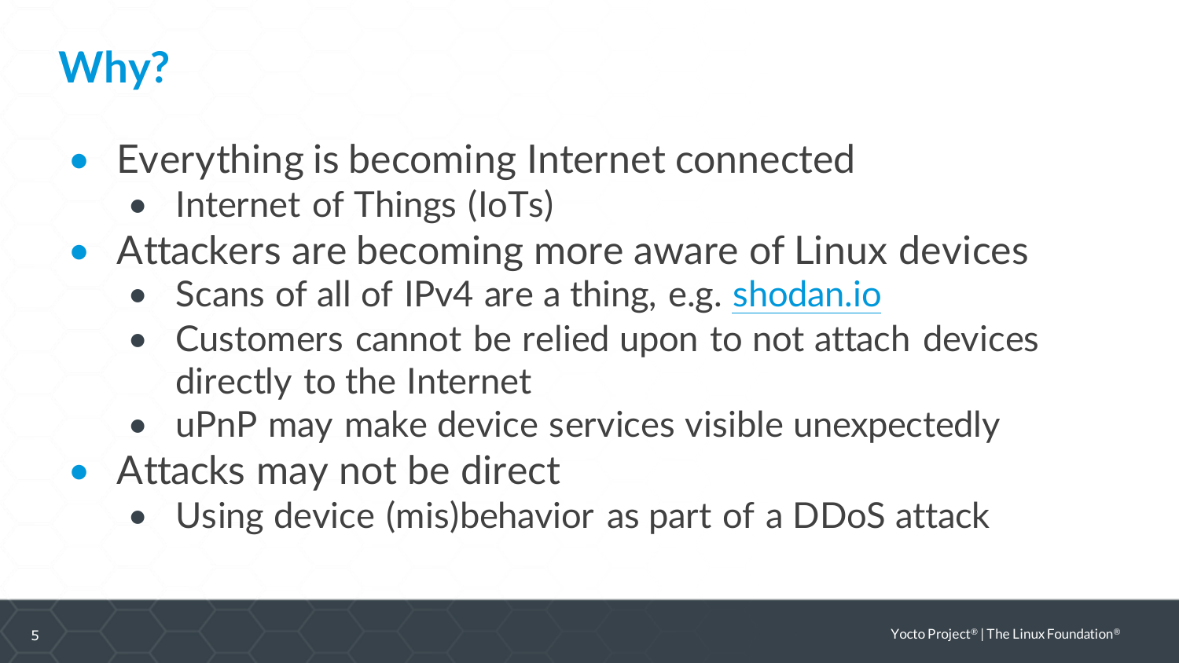# Why?

- Everything is becoming Internet connected
  - Internet of Things (IoTs)
- Attackers are becoming more aware of Linux devices
  - Scans of all of IPv4 are a thing, e.g. shodan.io
  - Customers cannot be relied upon to not attach devices directly to the Internet
  - uPnP may make device services visible unexpectedly
- Attacks may not be direct
  - Using device (mis)behavior as part of a DDoS attack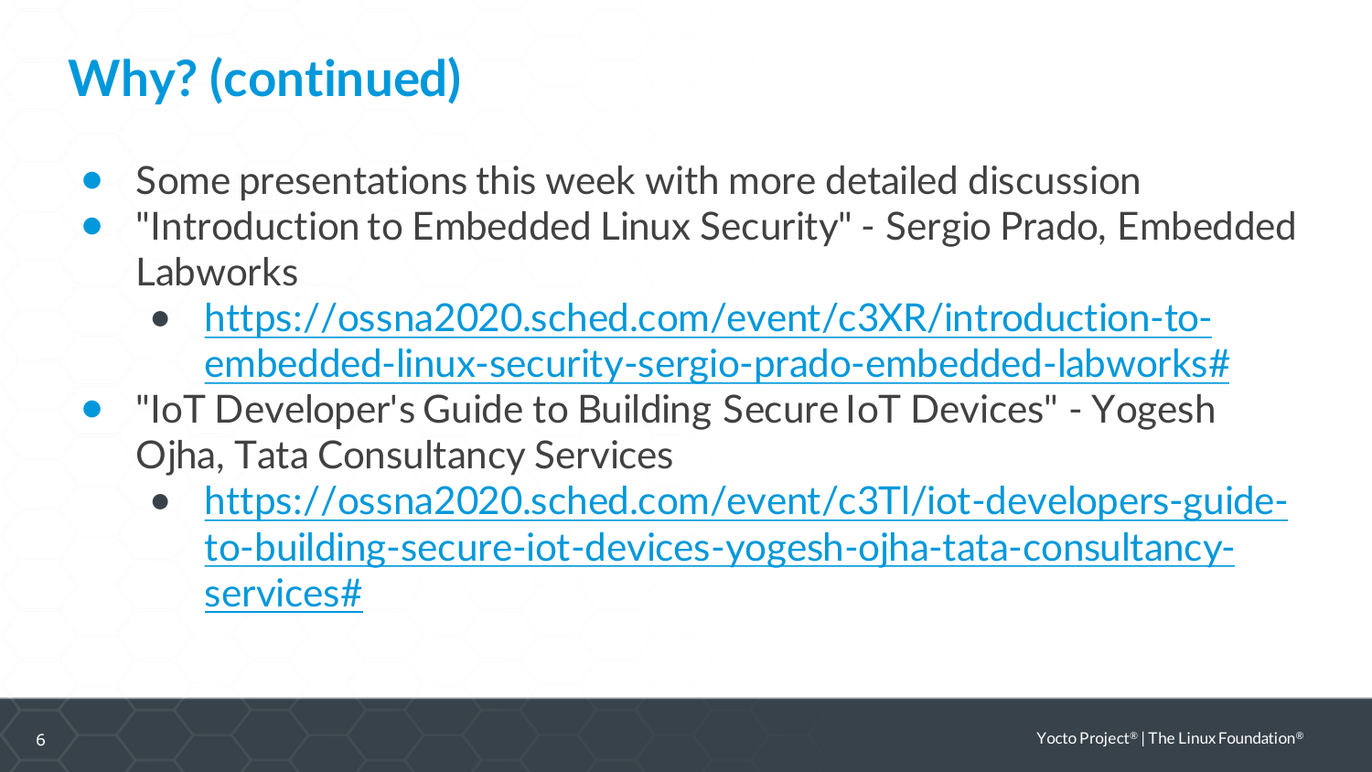# Why? (continued)

- Some presentations this week with more detailed discussion
- "Introduction to Embedded Linux Security" - Sergio Prado, Embedded Labworks
  - https://ossna2020.sched.com/event/c3XR/introduction-to-embedded-linux-security-sergio-prado-embedded-labworks#
- "IoT Developer's Guide to Building Secure IoT Devices" - Yogesh Ojha, Tata Consultancy Services
  - https://ossna2020.sched.com/event/c3Tl/iot-developers-guide-to-building-secure-iot-devices-yogesh-ojha-tata-consultancy-services#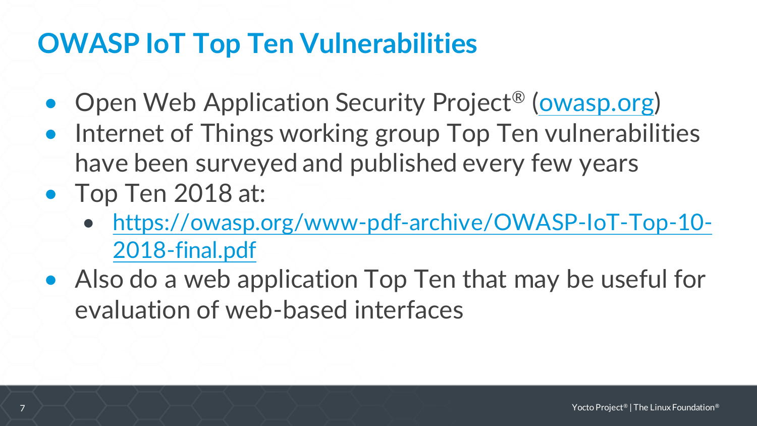# OWASP IoT Top Ten Vulnerabilities

- Open Web Application Security Project® ([owasp.org](https://owasp.org))
- Internet of Things working group Top Ten vulnerabilities have been surveyed and published every few years
- Top Ten 2018 at:
  - [https://owasp.org/www-pdf-archive/OWASP-IoT-Top-10-2018-final.pdf](https://owasp.org/www-pdf-archive/OWASP-IoT-Top-10-2018-final.pdf)
- Also do a web application Top Ten that may be useful for evaluation of web-based interfaces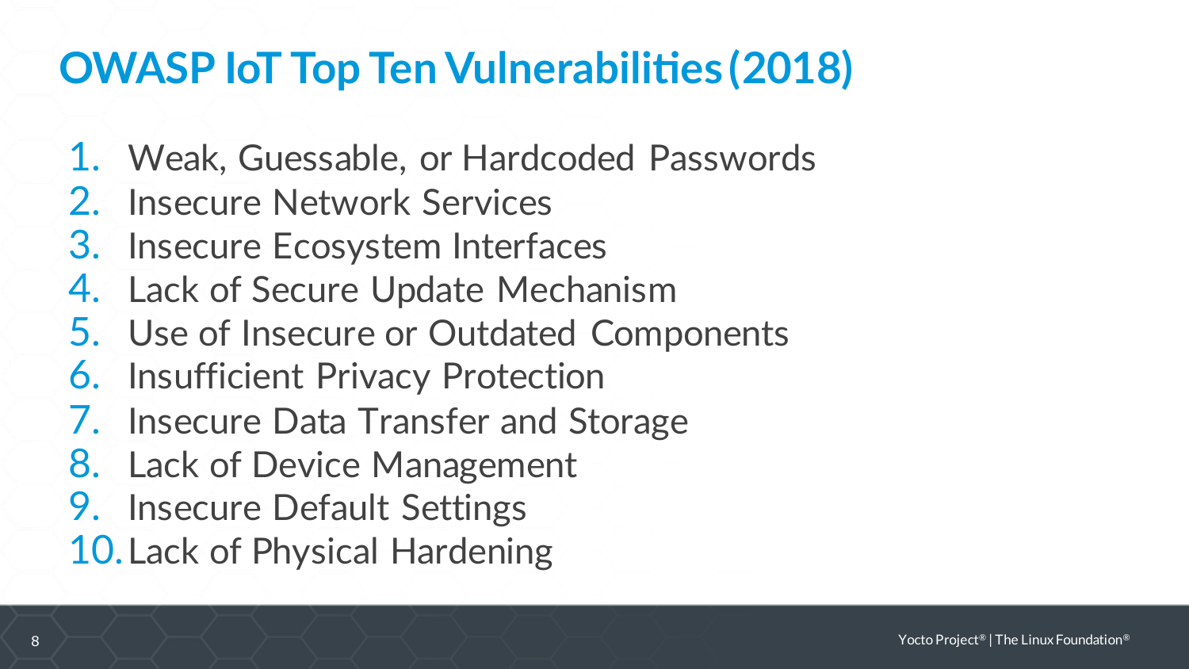# OWASP IoT Top Ten Vulnerabilities (2018)

1. Weak, Guessable, or Hardcoded Passwords
2. Insecure Network Services
3. Insecure Ecosystem Interfaces
4. Lack of Secure Update Mechanism
5. Use of Insecure or Outdated Components
6. Insufficient Privacy Protection
7. Insecure Data Transfer and Storage
8. Lack of Device Management
9. Insecure Default Settings
10. Lack of Physical Hardening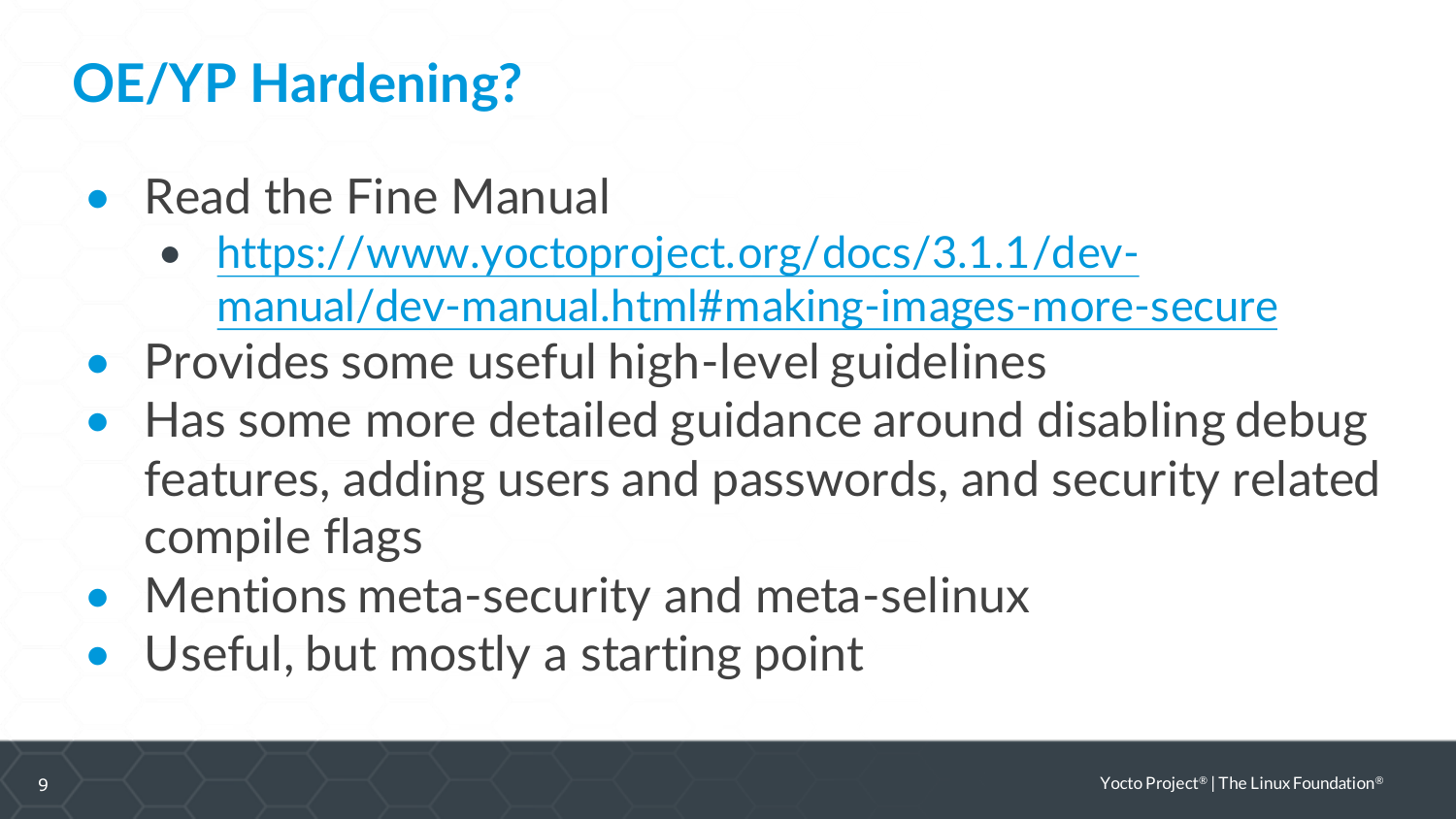# OE/YP Hardening?

- Read the Fine Manual
  - https://www.yoctoproject.org/docs/3.1.1/dev-manual/dev-manual.html#making-images-more-secure
- Provides some useful high-level guidelines
- Has some more detailed guidance around disabling debug features, adding users and passwords, and security related compile flags
- Mentions meta-security and meta-selinux
- Useful, but mostly a starting point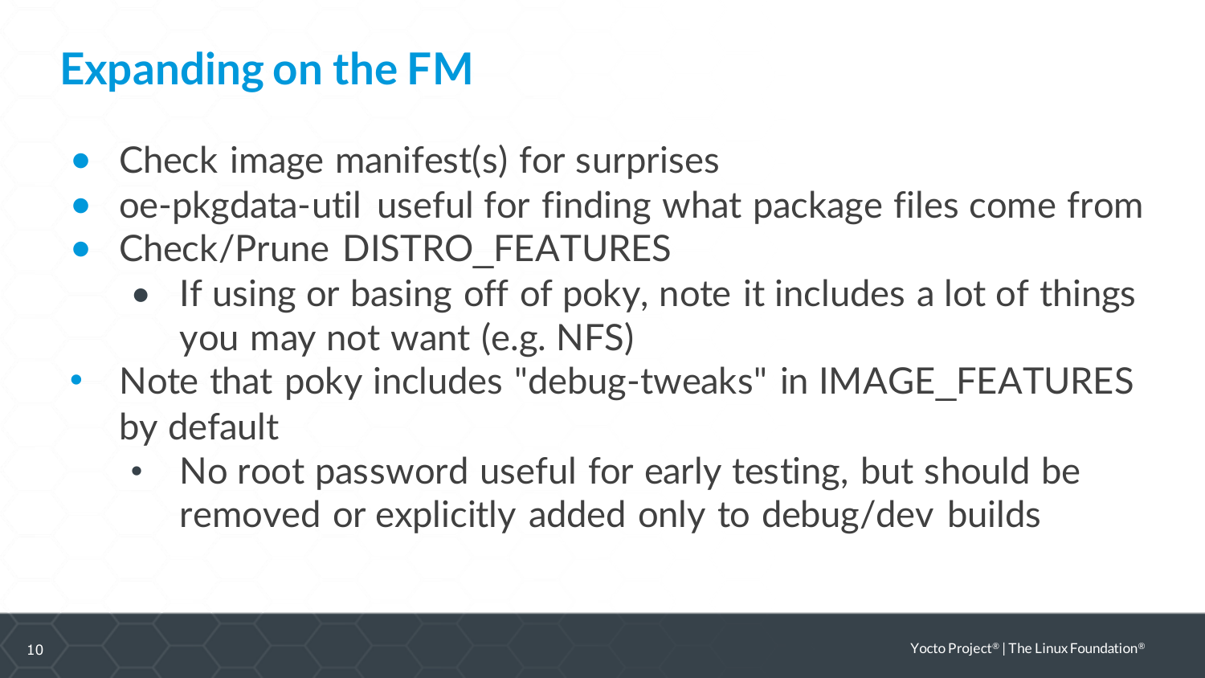# Expanding on the FM

- Check image manifest(s) for surprises
- oe-pkgdata-util useful for finding what package files come from
- Check/Prune DISTRO_FEATURES
  - If using or basing off of poky, note it includes a lot of things you may not want (e.g. NFS)
- Note that poky includes "debug-tweaks" in IMAGE_FEATURES by default
  - No root password useful for early testing, but should be removed or explicitly added only to debug/dev builds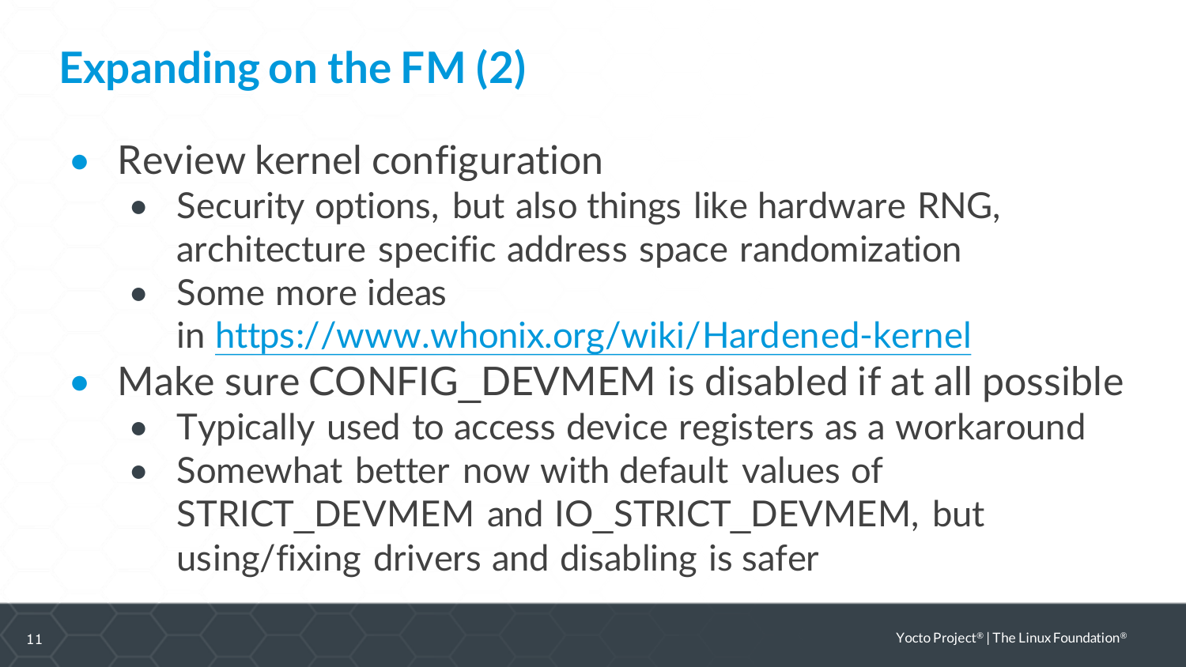# Expanding on the FM (2)

- Review kernel configuration
  - Security options, but also things like hardware RNG, architecture specific address space randomization
  - Some more ideas in [https://www.whonix.org/wiki/Hardened-kernel](https://www.whonix.org/wiki/Hardened-kernel)
- Make sure CONFIG_DEVMEM is disabled if at all possible
  - Typically used to access device registers as a workaround
  - Somewhat better now with default values of STRICT_DEVMEM and IO_STRICT_DEVMEM, but using/fixing drivers and disabling is safer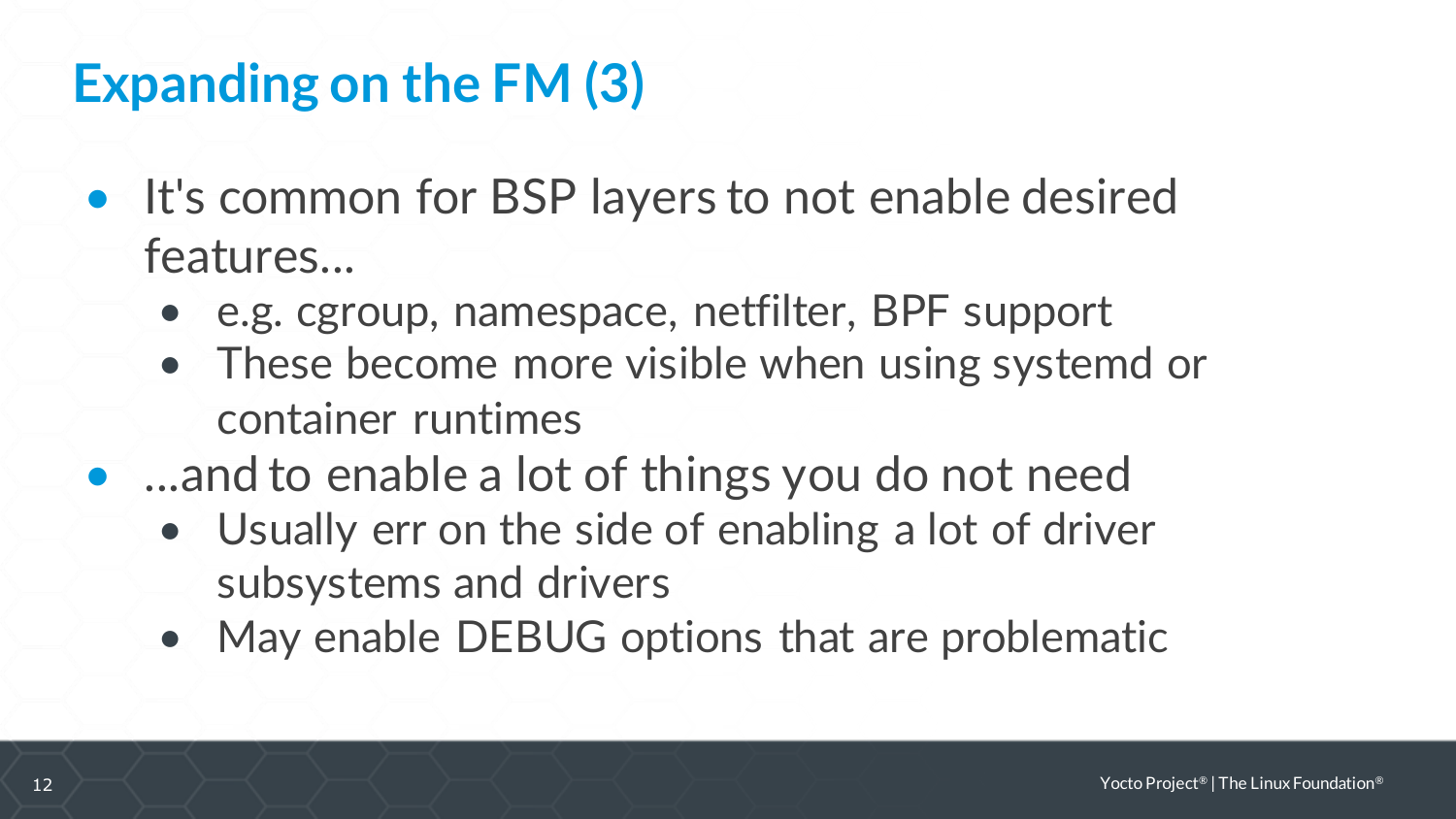# Expanding on the FM (3)

- It's common for BSP layers to not enable desired features...
  - e.g. cgroup, namespace, netfilter, BPF support
  - These become more visible when using systemd or container runtimes
- ...and to enable a lot of things you do not need
  - Usually err on the side of enabling a lot of driver subsystems and drivers
  - May enable DEBUG options that are problematic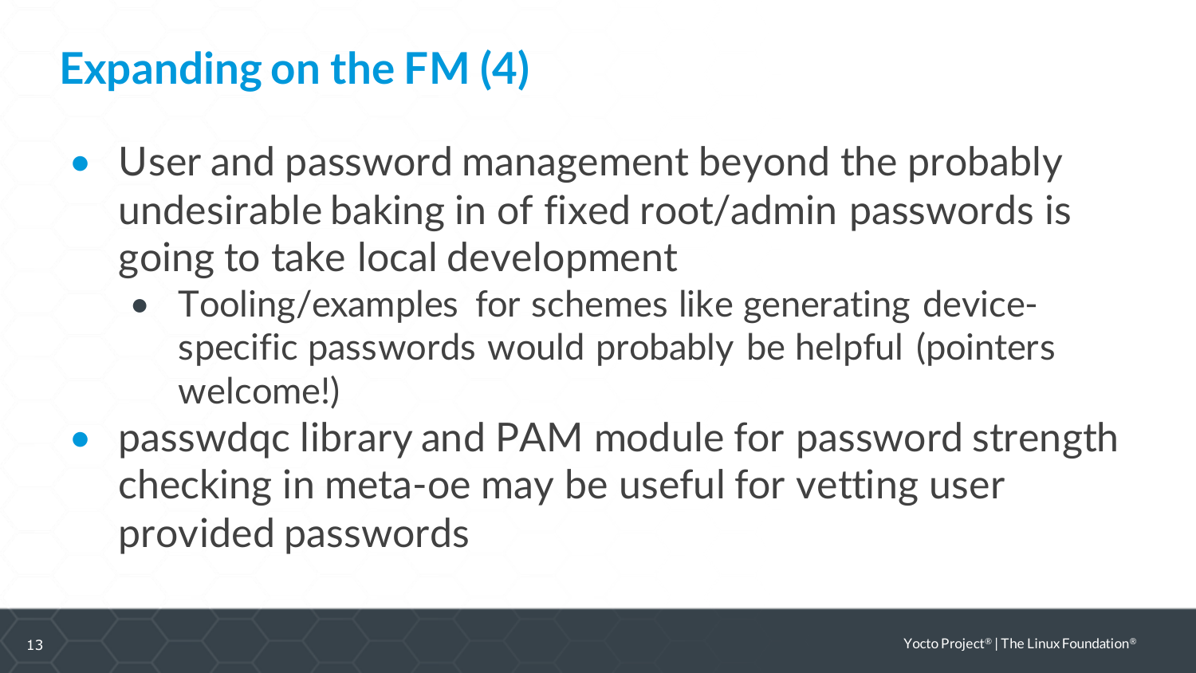# Expanding on the FM (4)

- User and password management beyond the probably undesirable baking in of fixed root/admin passwords is going to take local development
  - Tooling/examples for schemes like generating device-specific passwords would probably be helpful (pointers welcome!)
- passwdqc library and PAM module for password strength checking in meta-oe may be useful for vetting user provided passwords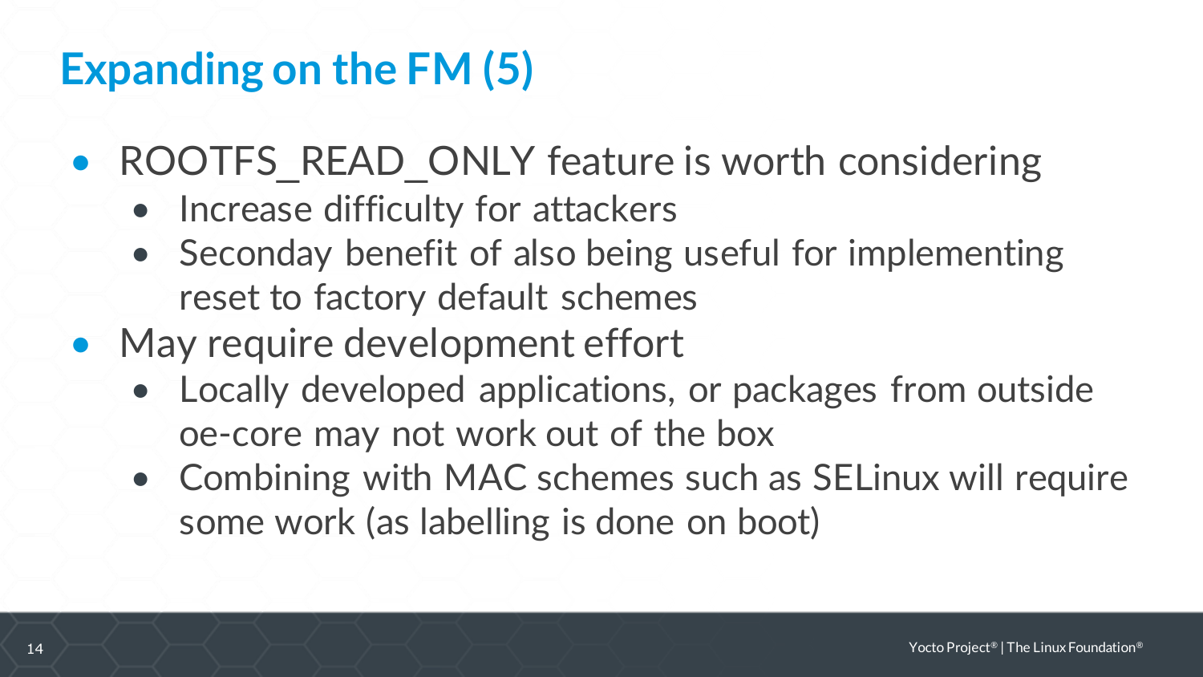# Expanding on the FM (5)

- ROOTFS_READ_ONLY feature is worth considering
  - Increase difficulty for attackers
  - Seconday benefit of also being useful for implementing reset to factory default schemes
- May require development effort
  - Locally developed applications, or packages from outside oe-core may not work out of the box
  - Combining with MAC schemes such as SELinux will require some work (as labelling is done on boot)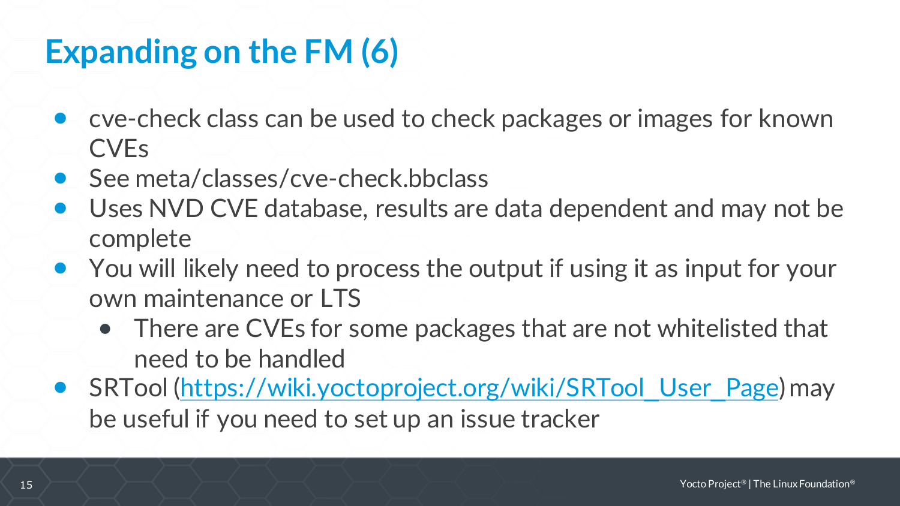# Expanding on the FM (6)

- cve-check class can be used to check packages or images for known CVEs
- See meta/classes/cve-check.bbclass
- Uses NVD CVE database, results are data dependent and may not be complete
- You will likely need to process the output if using it as input for your own maintenance or LTS
  - There are CVEs for some packages that are not whitelisted that need to be handled
- SRTool ([https://wiki.yoctoproject.org/wiki/SRTool_User_Page](https://wiki.yoctoproject.org/wiki/SRTool_User_Page)) may be useful if you need to set up an issue tracker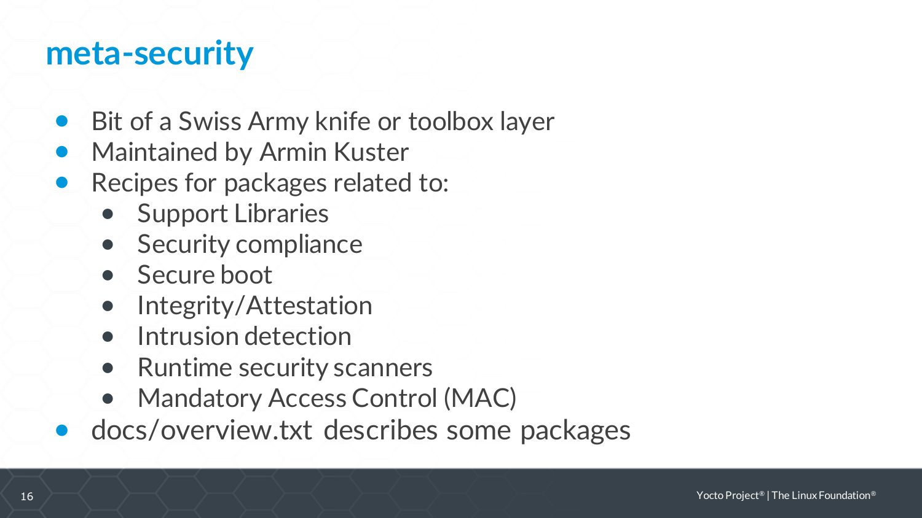# meta-security

- Bit of a Swiss Army knife or toolbox layer
- Maintained by Armin Kuster
- Recipes for packages related to:
  - Support Libraries
  - Security compliance
  - Secure boot
  - Integrity/Attestation
  - Intrusion detection
  - Runtime security scanners
  - Mandatory Access Control (MAC)
- docs/overview.txt describes some packages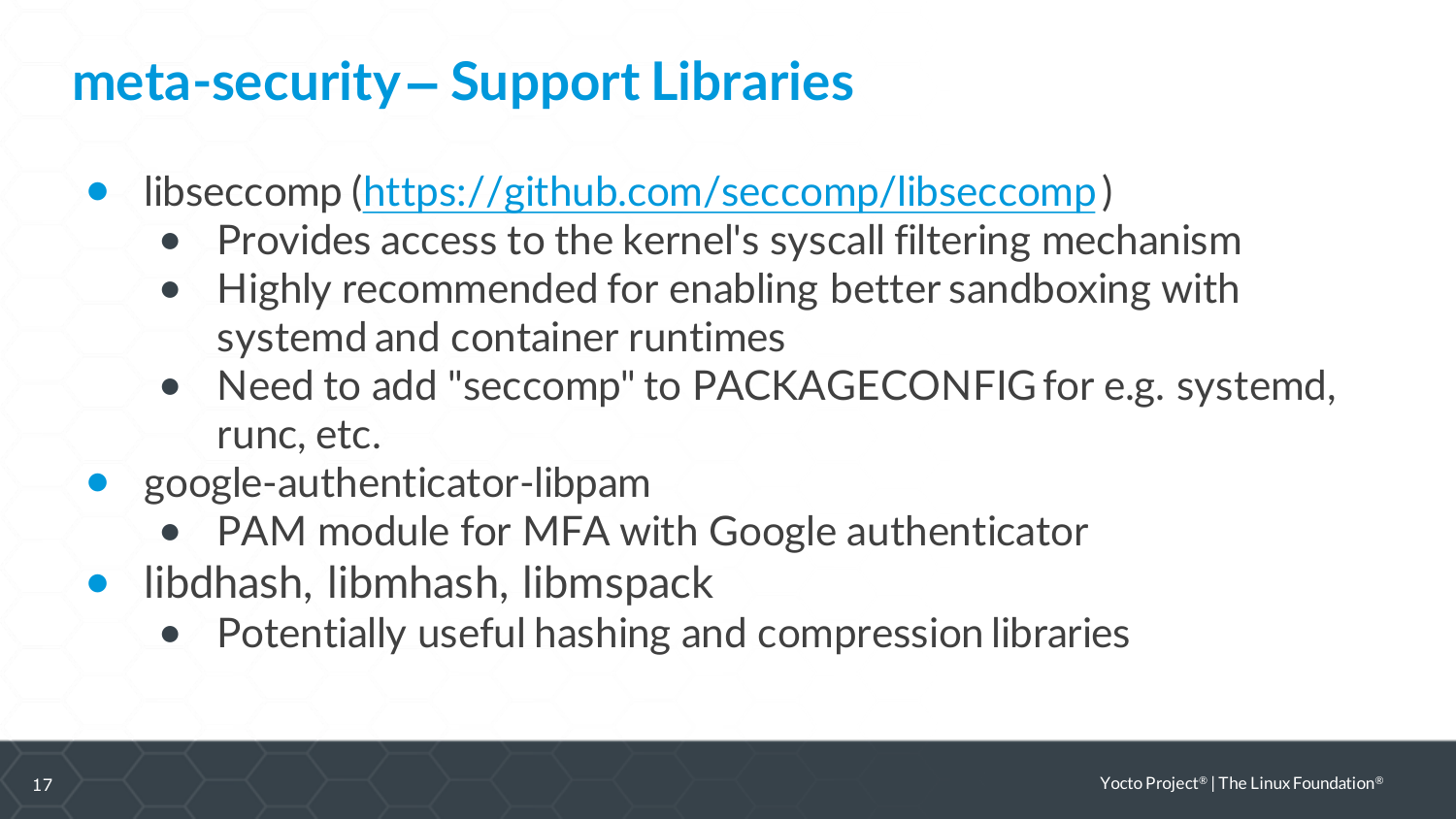# meta-security – Support Libraries

- libseccomp (https://github.com/seccomp/libseccomp)
  - Provides access to the kernel's syscall filtering mechanism
  - Highly recommended for enabling better sandboxing with systemd and container runtimes
  - Need to add "seccomp" to PACKAGECONFIG for e.g. systemd, runc, etc.
- google-authenticator-libpam
  - PAM module for MFA with Google authenticator
- libdhash, libmhash, libmspack
  - Potentially useful hashing and compression libraries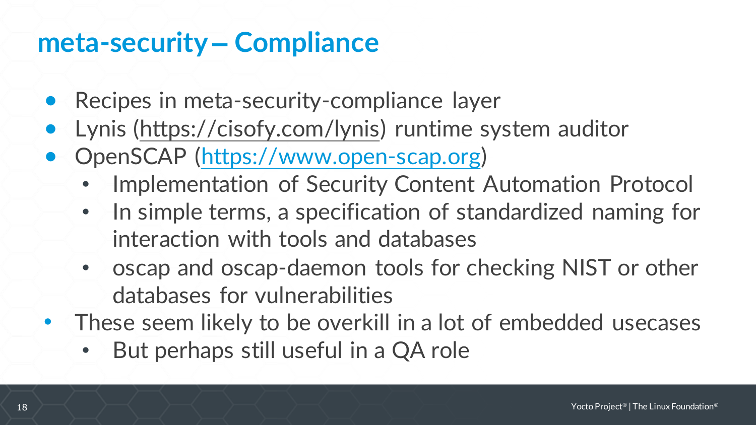# meta-security – Compliance

- Recipes in meta-security-compliance layer
- Lynis (https://cisofy.com/lynis) runtime system auditor
- OpenSCAP (https://www.open-scap.org)
  - Implementation of Security Content Automation Protocol
  - In simple terms, a specification of standardized naming for interaction with tools and databases
  - oscap and oscap-daemon tools for checking NIST or other databases for vulnerabilities
- These seem likely to be overkill in a lot of embedded usecases
  - But perhaps still useful in a QA role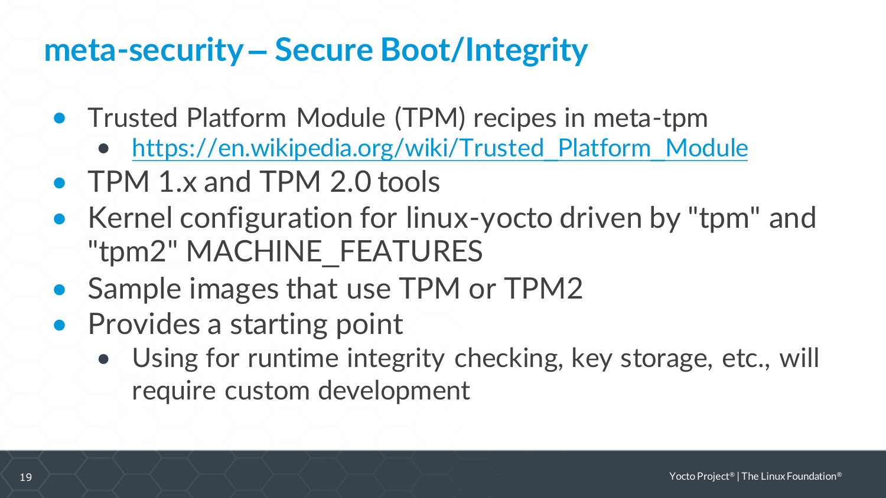# meta-security – Secure Boot/Integrity

- Trusted Platform Module (TPM) recipes in meta-tpm
  - [https://en.wikipedia.org/wiki/Trusted_Platform_Module](https://en.wikipedia.org/wiki/Trusted_Platform_Module)
- TPM 1.x and TPM 2.0 tools
- Kernel configuration for linux-yocto driven by "tpm" and "tpm2" MACHINE_FEATURES
- Sample images that use TPM or TPM2
- Provides a starting point
  - Using for runtime integrity checking, key storage, etc., will require custom development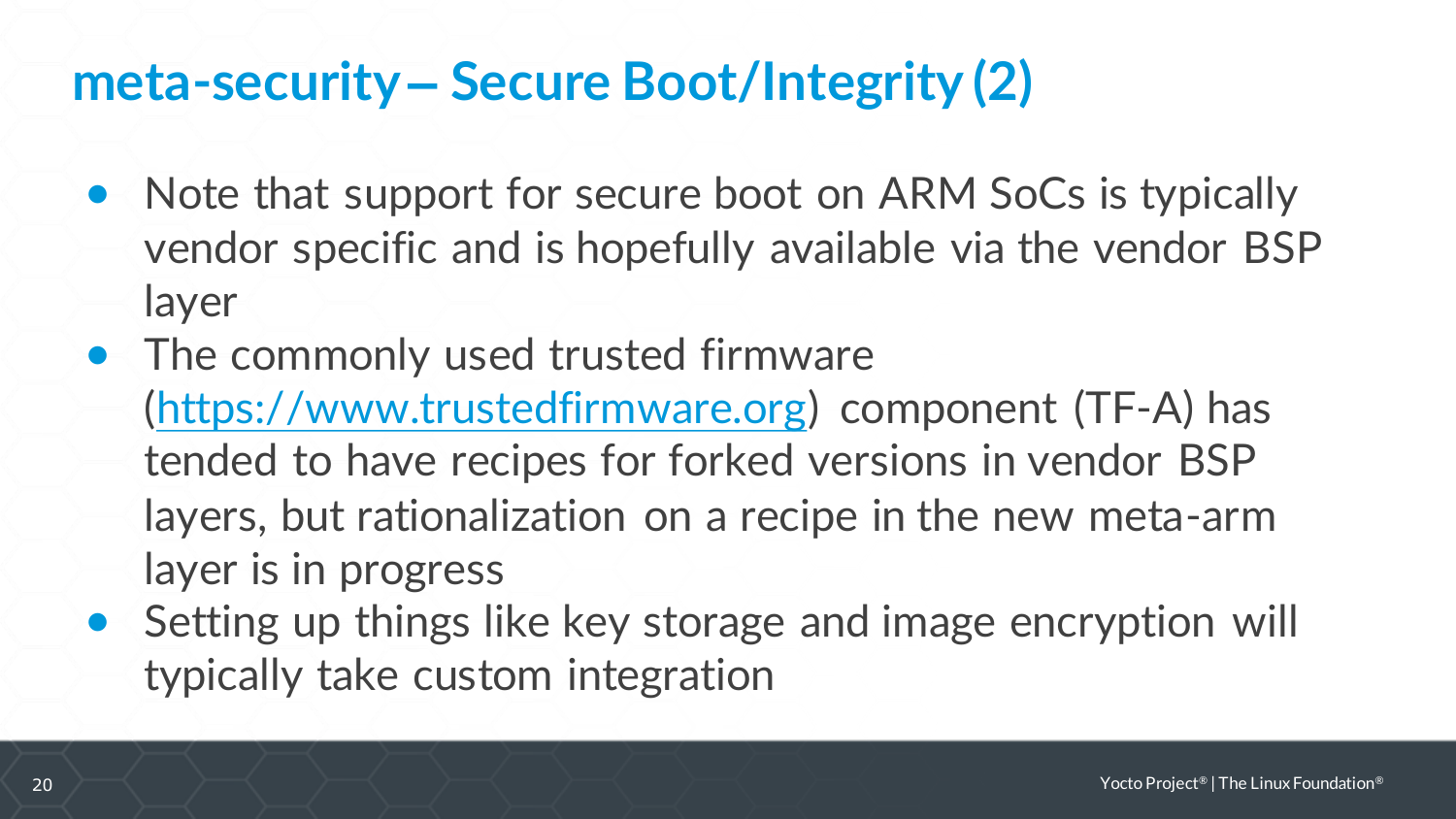# meta-security – Secure Boot/Integrity (2)

- Note that support for secure boot on ARM SoCs is typically vendor specific and is hopefully available via the vendor BSP layer
- The commonly used trusted firmware ([https://www.trustedfirmware.org](https://www.trustedfirmware.org)) component (TF-A) has tended to have recipes for forked versions in vendor BSP layers, but rationalization on a recipe in the new meta-arm layer is in progress
- Setting up things like key storage and image encryption will typically take custom integration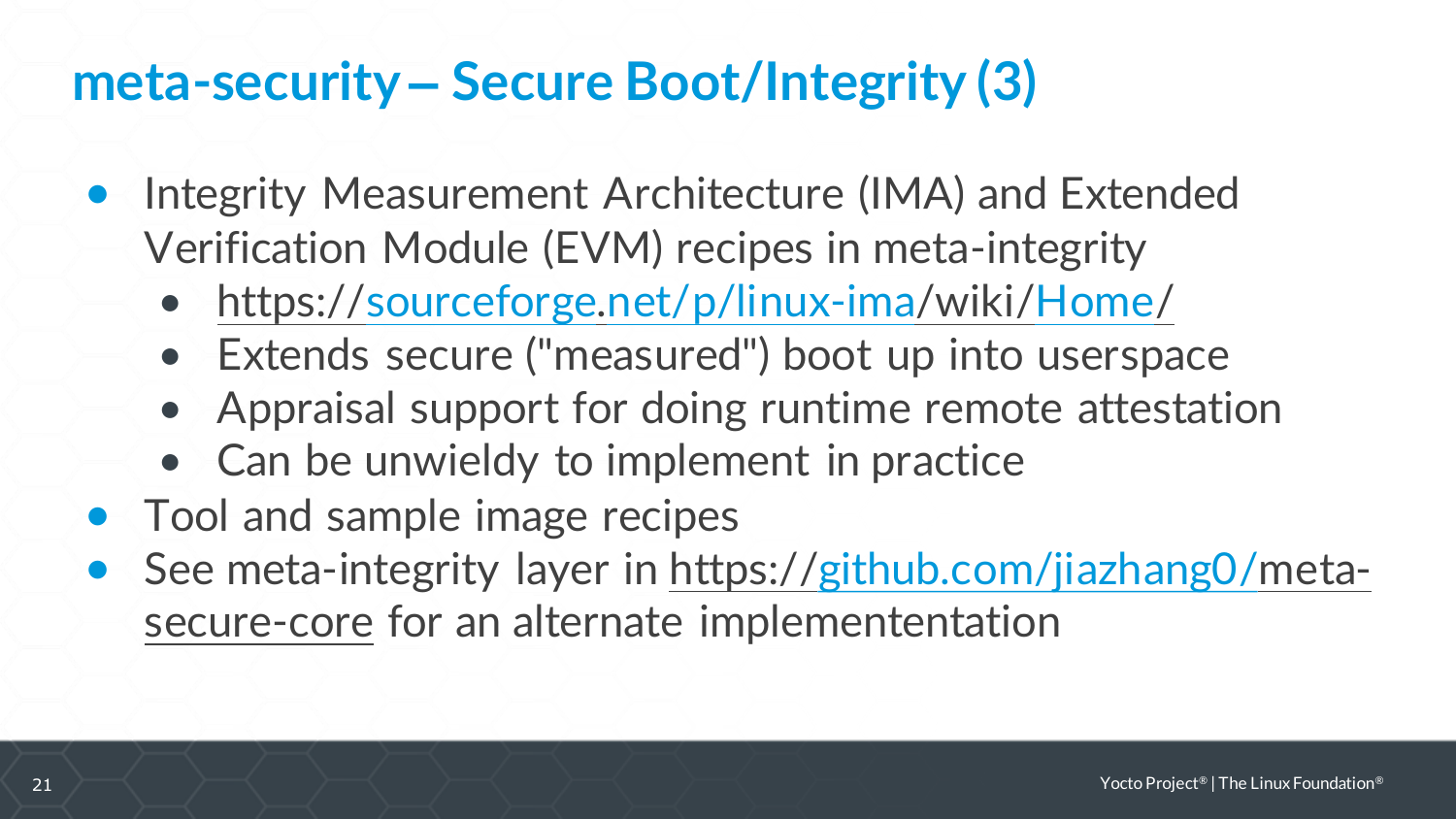# meta-security – Secure Boot/Integrity (3)

- Integrity Measurement Architecture (IMA) and Extended Verification Module (EVM) recipes in meta-integrity
  - https://sourceforge.net/p/linux-ima/wiki/Home/
  - Extends secure ("measured") boot up into userspace
  - Appraisal support for doing runtime remote attestation
  - Can be unwieldy to implement in practice
- Tool and sample image recipes
- See meta-integrity layer in https://github.com/jiazhang0/meta-secure-core for an alternate implemententation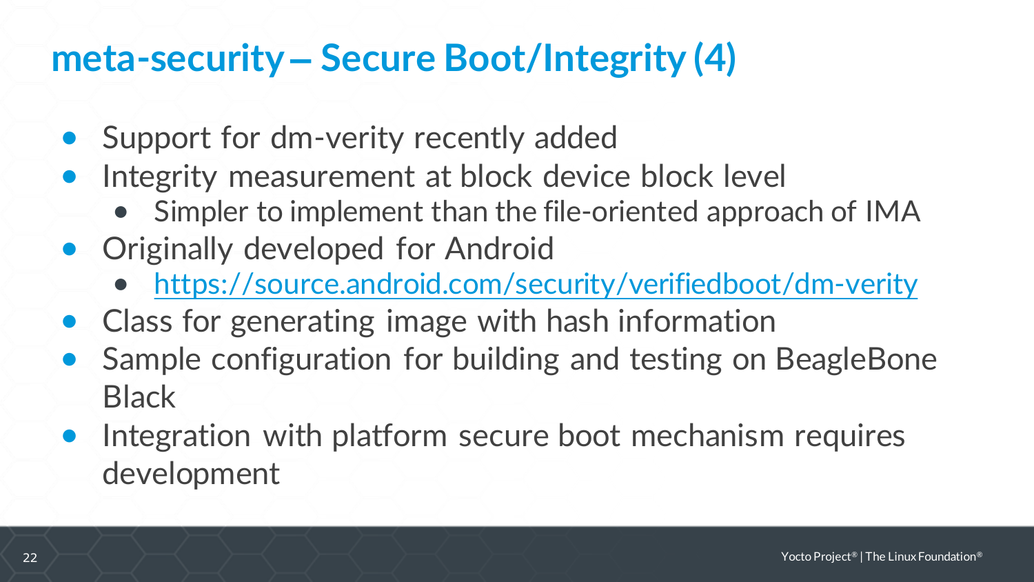# meta-security – Secure Boot/Integrity (4)

- Support for dm-verity recently added
- Integrity measurement at block device block level
  - Simpler to implement than the file-oriented approach of IMA
- Originally developed for Android
  - https://source.android.com/security/verifiedboot/dm-verity
- Class for generating image with hash information
- Sample configuration for building and testing on BeagleBone Black
- Integration with platform secure boot mechanism requires development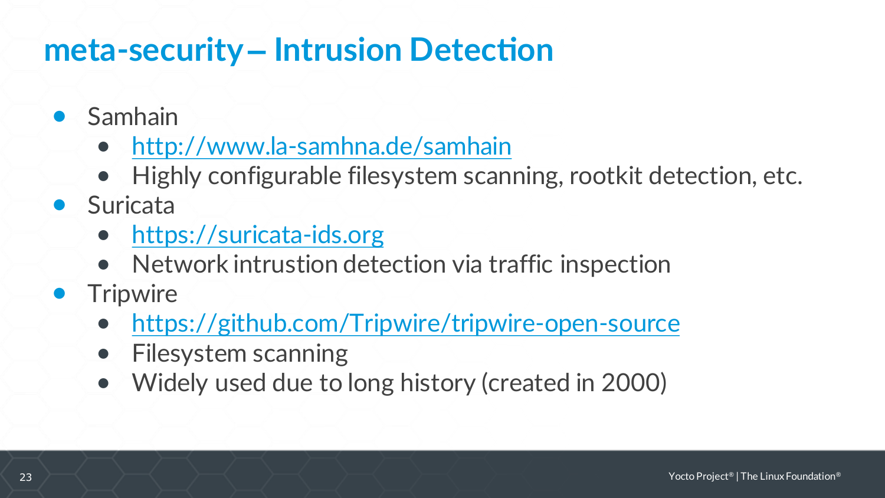# meta-security – Intrusion Detection

- Samhain
  - http://www.la-samhna.de/samhain
  - Highly configurable filesystem scanning, rootkit detection, etc.
- Suricata
  - https://suricata-ids.org
  - Network intrusion detection via traffic inspection
- Tripwire
  - https://github.com/Tripwire/tripwire-open-source
  - Filesystem scanning
  - Widely used due to long history (created in 2000)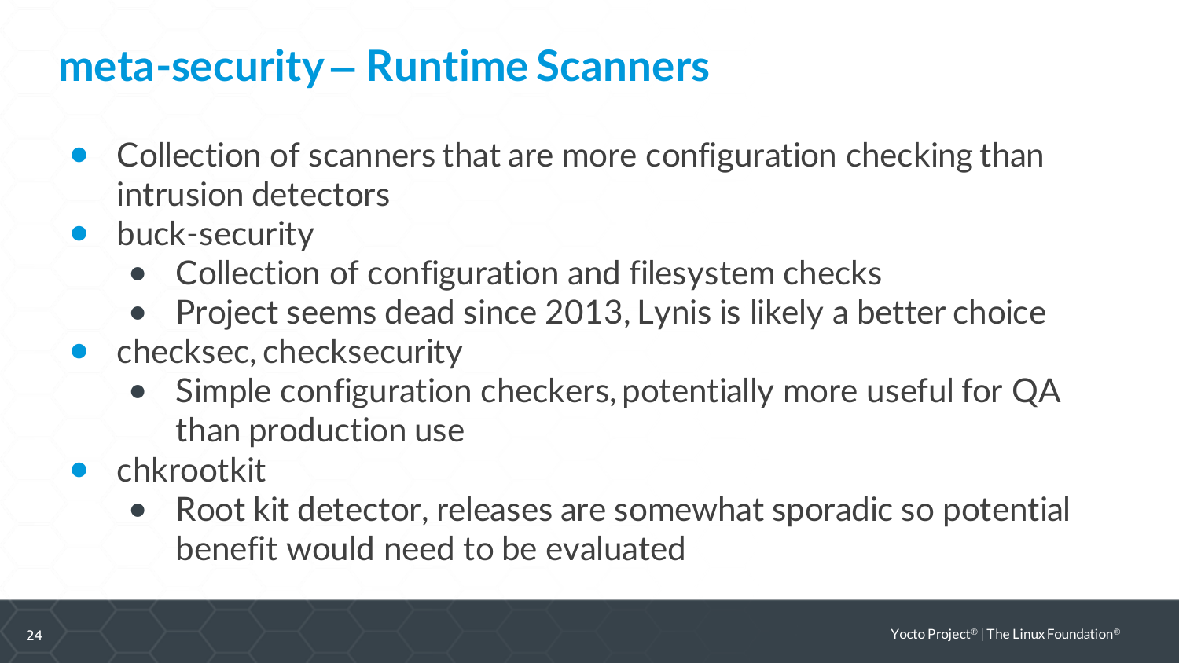# meta-security – Runtime Scanners

- Collection of scanners that are more configuration checking than intrusion detectors
- buck-security
  - Collection of configuration and filesystem checks
  - Project seems dead since 2013, Lynis is likely a better choice
- checksec, checksecurity
  - Simple configuration checkers, potentially more useful for QA than production use
- chkrootkit
  - Root kit detector, releases are somewhat sporadic so potential benefit would need to be evaluated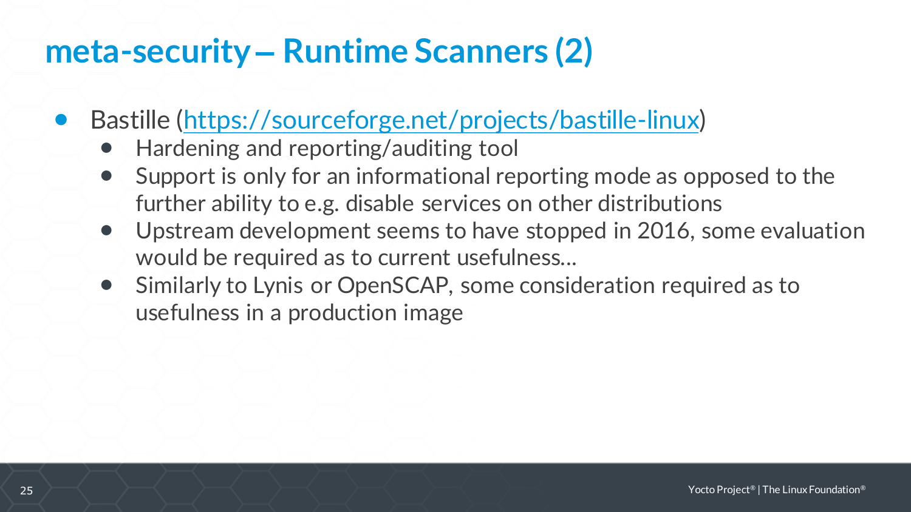# meta-security – Runtime Scanners (2)

- Bastille ([https://sourceforge.net/projects/bastille-linux](https://sourceforge.net/projects/bastille-linux))
  - Hardening and reporting/auditing tool
  - Support is only for an informational reporting mode as opposed to the further ability to e.g. disable services on other distributions
  - Upstream development seems to have stopped in 2016, some evaluation would be required as to current usefulness...
  - Similarly to Lynis or OpenSCAP, some consideration required as to usefulness in a production image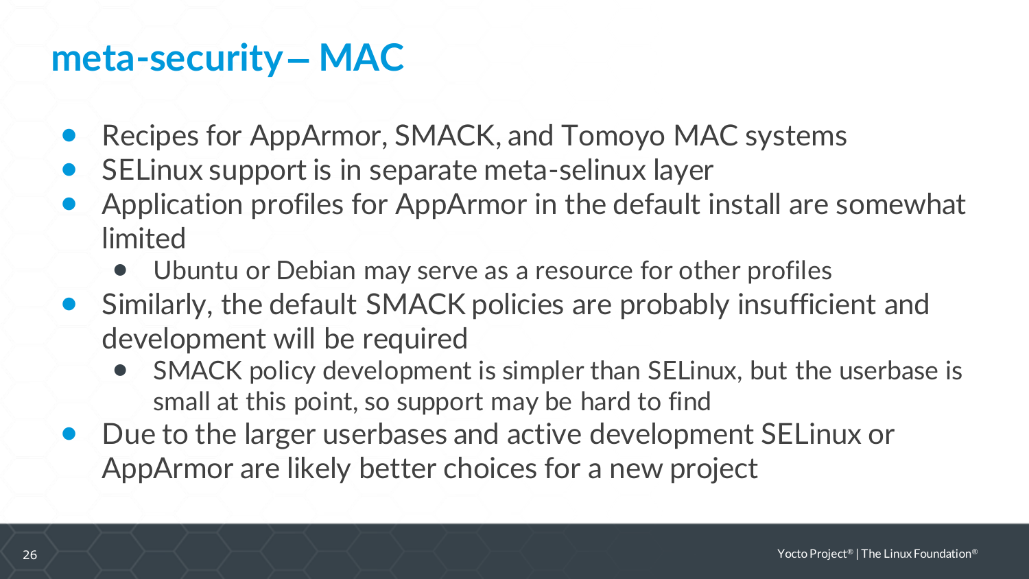# meta-security – MAC

- Recipes for AppArmor, SMACK, and Tomoyo MAC systems
- SELinux support is in separate meta-selinux layer
- Application profiles for AppArmor in the default install are somewhat limited
  - Ubuntu or Debian may serve as a resource for other profiles
- Similarly, the default SMACK policies are probably insufficient and development will be required
  - SMACK policy development is simpler than SELinux, but the userbase is small at this point, so support may be hard to find
- Due to the larger userbases and active development SELinux or AppArmor are likely better choices for a new project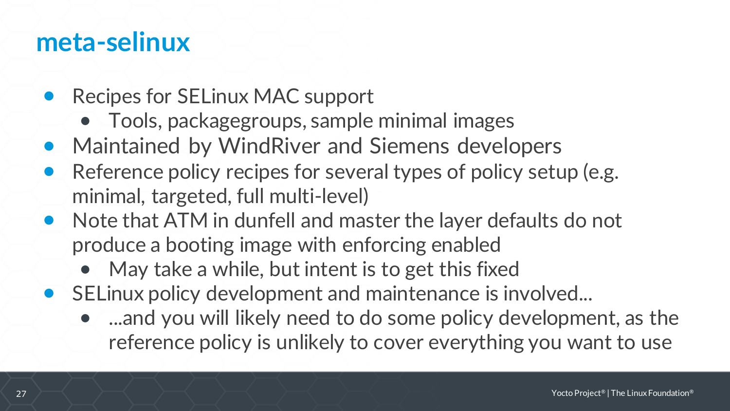# meta-selinux

- Recipes for SELinux MAC support
  - Tools, packagegroups, sample minimal images
- Maintained by WindRiver and Siemens developers
- Reference policy recipes for several types of policy setup (e.g. minimal, targeted, full multi-level)
- Note that ATM in dunfell and master the layer defaults do not produce a booting image with enforcing enabled
  - May take a while, but intent is to get this fixed
- SELinux policy development and maintenance is involved...
  - ...and you will likely need to do some policy development, as the reference policy is unlikely to cover everything you want to use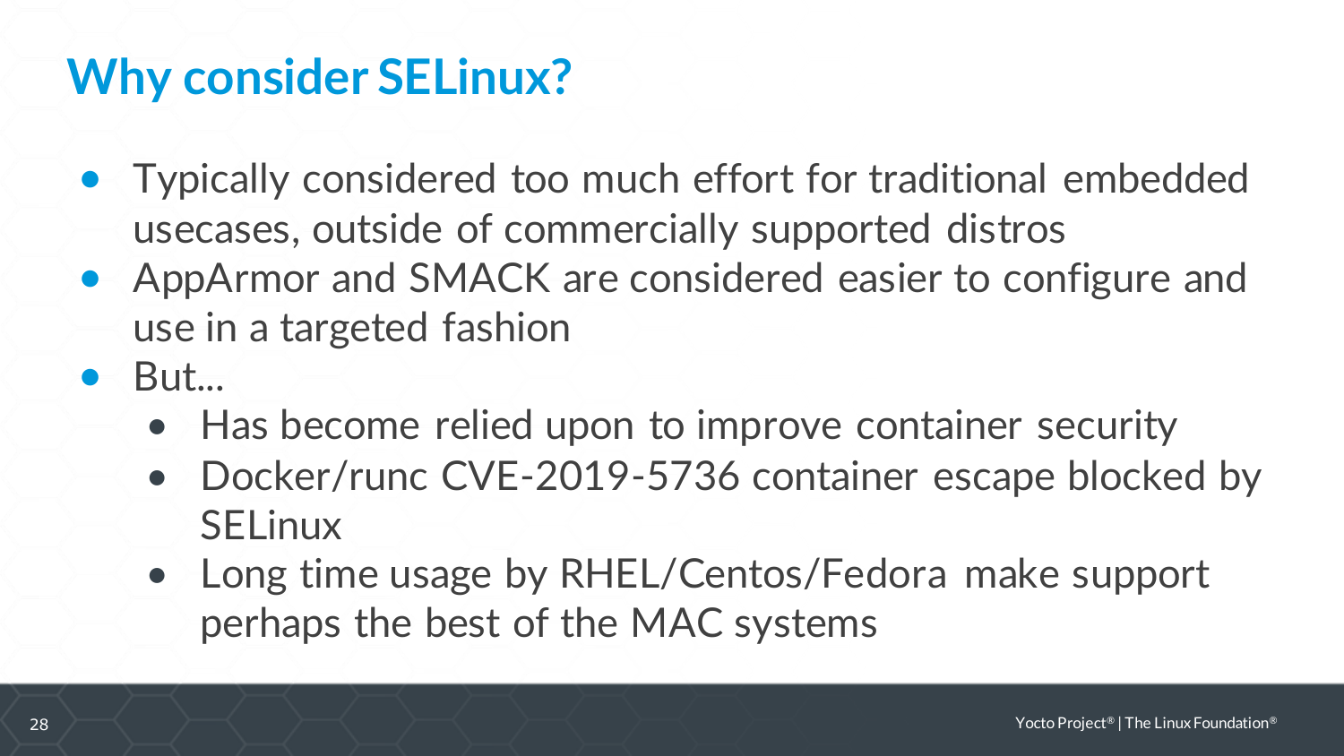# Why consider SELinux?

- Typically considered too much effort for traditional embedded usecases, outside of commercially supported distros
- AppArmor and SMACK are considered easier to configure and use in a targeted fashion
- But...
  - Has become relied upon to improve container security
  - Docker/runc CVE-2019-5736 container escape blocked by SELinux
  - Long time usage by RHEL/Centos/Fedora make support perhaps the best of the MAC systems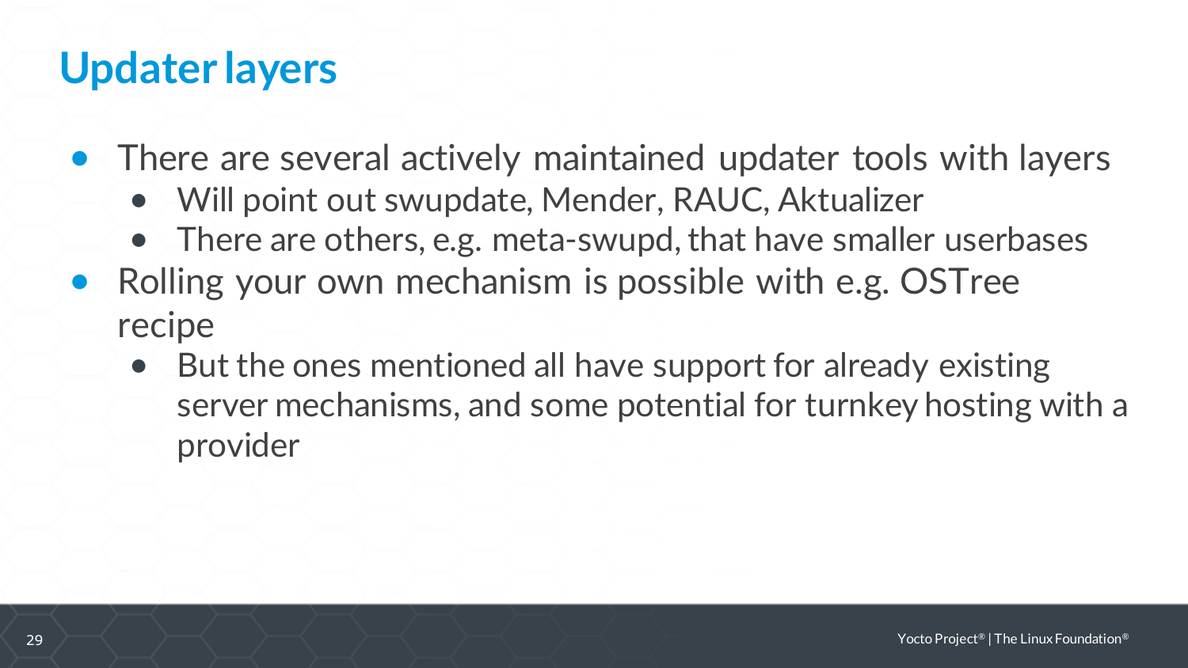# Updater layers

- There are several actively maintained updater tools with layers
  - Will point out swupdate, Mender, RAUC, Aktualizer
  - There are others, e.g. meta-swupd, that have smaller userbases
- Rolling your own mechanism is possible with e.g. OSTree recipe
  - But the ones mentioned all have support for already existing server mechanisms, and some potential for turnkey hosting with a provider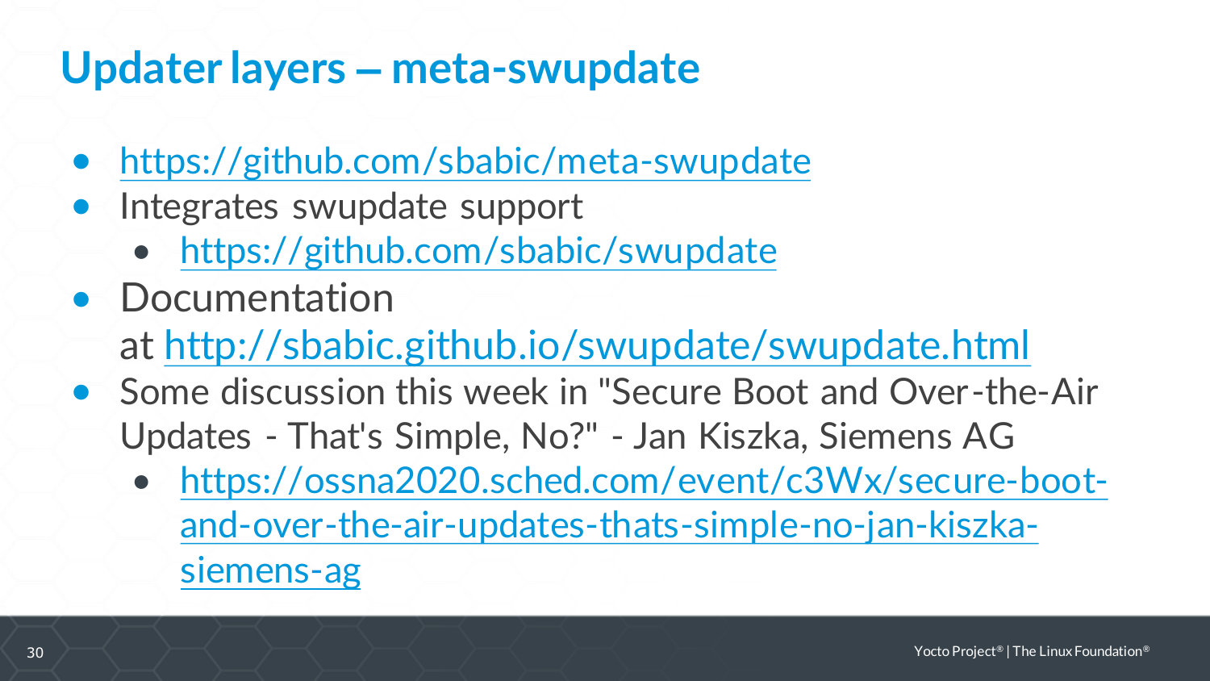# Updater layers – meta-swupdate

- https://github.com/sbabic/meta-swupdate
- Integrates swupdate support
  - https://github.com/sbabic/swupdate
- Documentation at http://sbabic.github.io/swupdate/swupdate.html
- Some discussion this week in "Secure Boot and Over-the-Air Updates - That's Simple, No?" - Jan Kiszka, Siemens AG
  - https://ossna2020.sched.com/event/c3Wx/secure-boot-and-over-the-air-updates-thats-simple-no-jan-kiszka-siemens-ag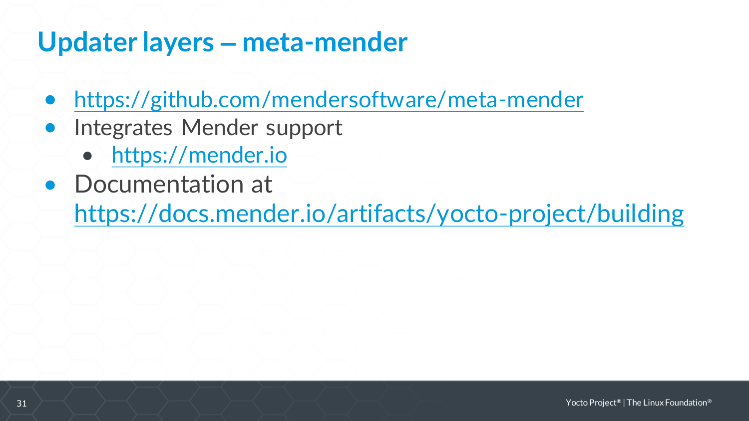# Updater layers – meta-mender

- https://github.com/mendersoftware/meta-mender
- Integrates Mender support
  - https://mender.io
- Documentation at https://docs.mender.io/artifacts/yocto-project/building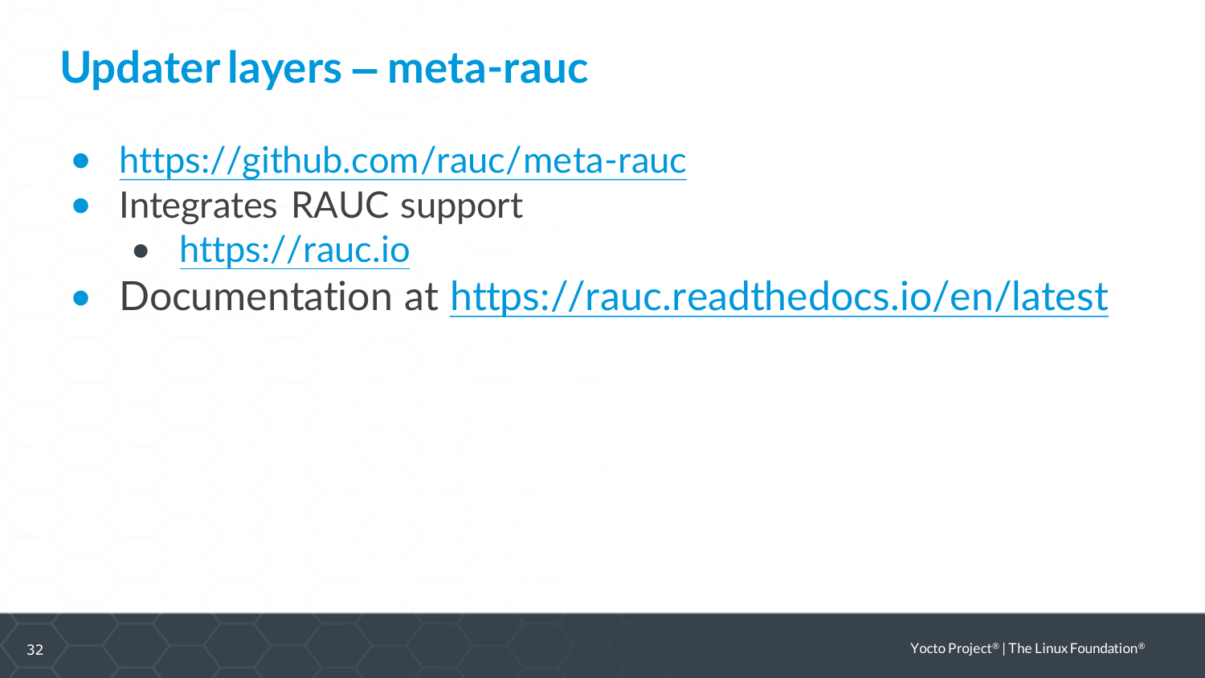# Updater layers – meta-rauc

- https://github.com/rauc/meta-rauc
- Integrates RAUC support
  - https://rauc.io
- Documentation at https://rauc.readthedocs.io/en/latest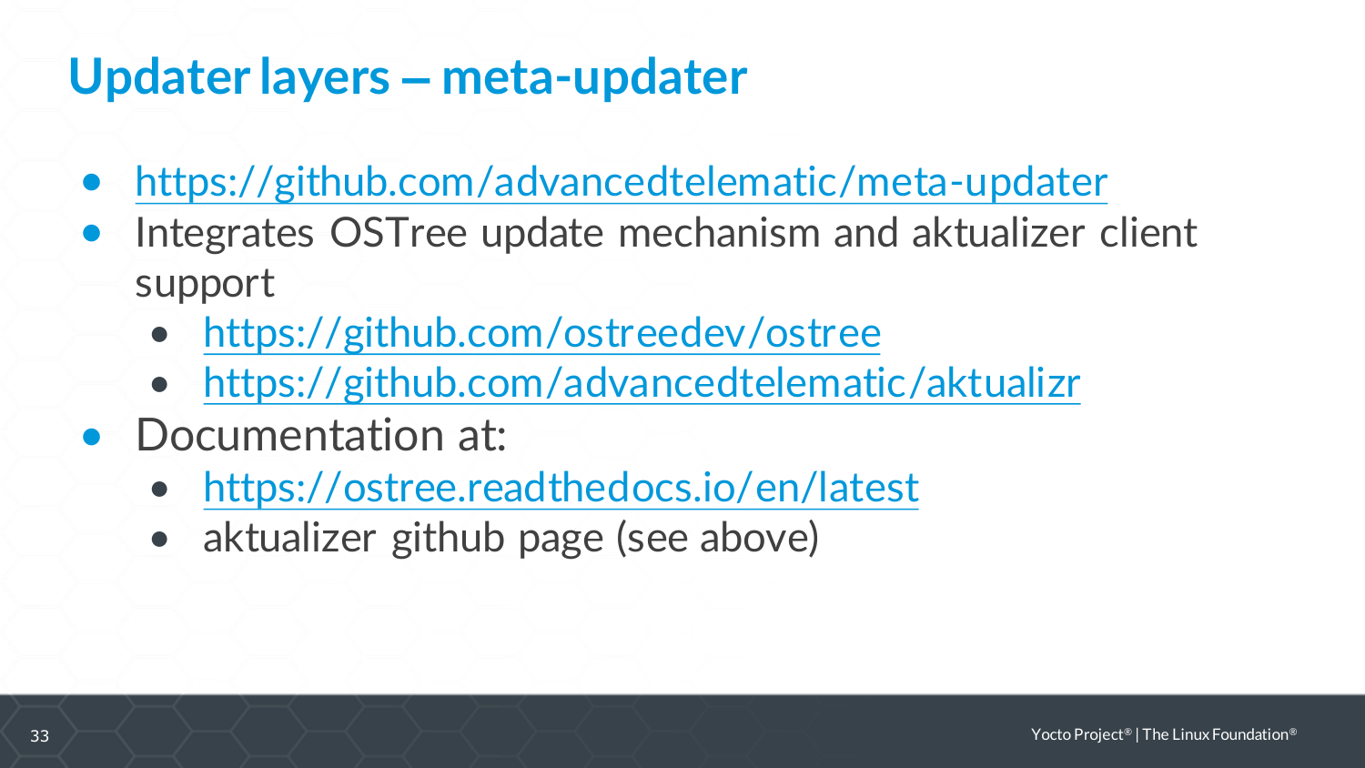# Updater layers – meta-updater

- https://github.com/advancedtelematic/meta-updater
- Integrates OSTree update mechanism and aktualizer client support
  - https://github.com/ostreedev/ostree
  - https://github.com/advancedtelematic/aktualizr
- Documentation at:
  - https://ostree.readthedocs.io/en/latest
  - aktualizer github page (see above)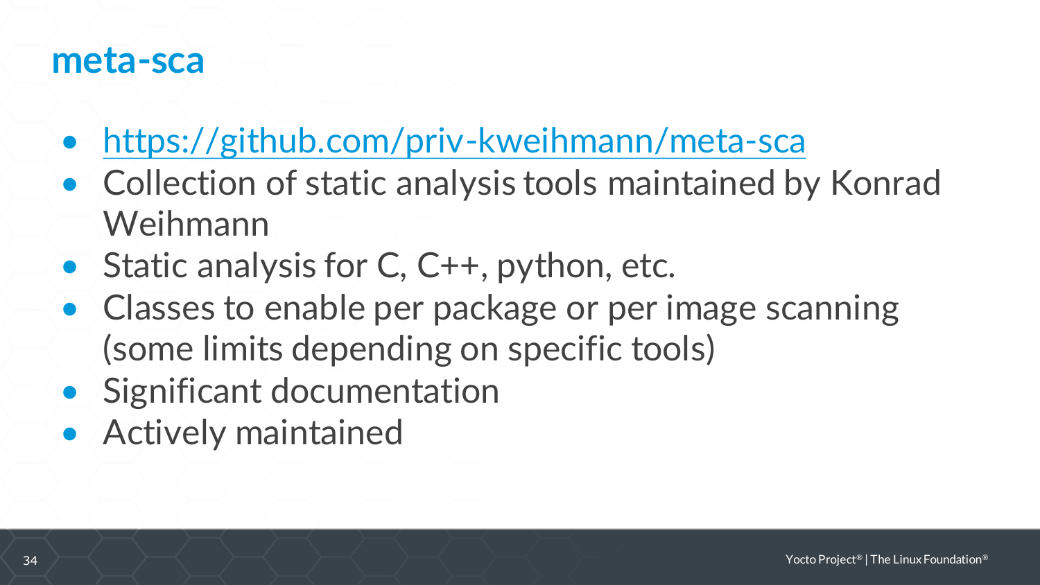# meta-sca

- https://github.com/priv-kweihmann/meta-sca
- Collection of static analysis tools maintained by Konrad Weihmann
- Static analysis for C, C++, python, etc.
- Classes to enable per package or per image scanning (some limits depending on specific tools)
- Significant documentation
- Actively maintained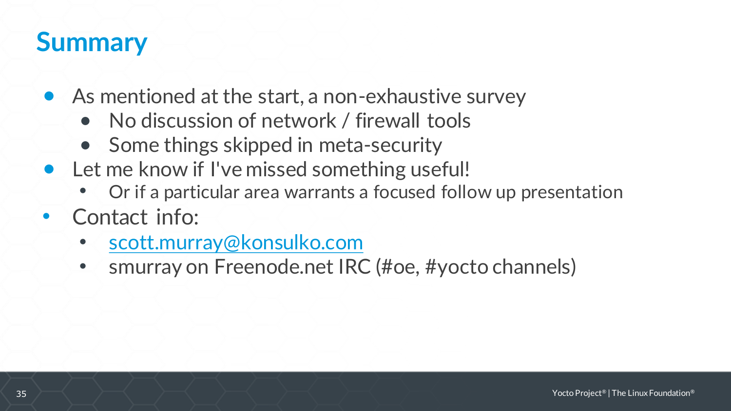# Summary

- As mentioned at the start, a non-exhaustive survey
  - No discussion of network / firewall tools
  - Some things skipped in meta-security
- Let me know if I've missed something useful!
  - Or if a particular area warrants a focused follow up presentation
- Contact info:
  - scott.murray@konsulko.com
  - smurray on Freenode.net IRC (#oe, #yocto channels)